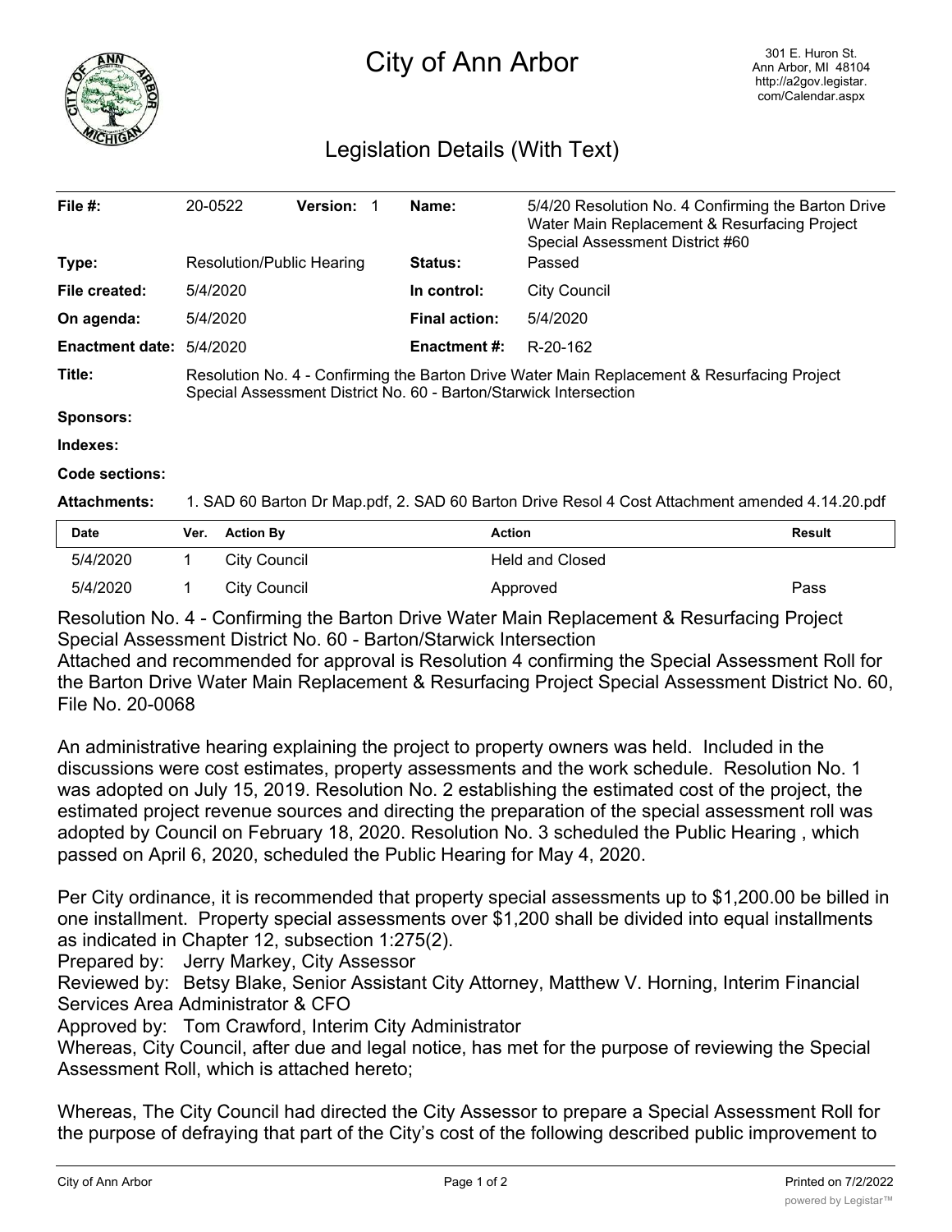# City of Ann Arbor

301 E. Huron St.
Ann Arbor, MI 48104
http://a2gov.legistar.com/Calendar.aspx

## Legislation Details (With Text)

| | | | |
|---|---|---|---|
| **File #:** | 20-0522 **Version:** 1 | **Name:** | 5/4/20 Resolution No. 4 Confirming the Barton Drive Water Main Replacement & Resurfacing Project Special Assessment District #60 |
| **Type:** | Resolution/Public Hearing | **Status:** | Passed |
| **File created:** | 5/4/2020 | **In control:** | City Council |
| **On agenda:** | 5/4/2020 | **Final action:** | 5/4/2020 |
| **Enactment date:** | 5/4/2020 | **Enactment #:** | R-20-162 |

**Title:** Resolution No. 4 - Confirming the Barton Drive Water Main Replacement & Resurfacing Project Special Assessment District No. 60 - Barton/Starwick Intersection

**Sponsors:**

**Indexes:**

**Code sections:**

**Attachments:** 1. SAD 60 Barton Dr Map.pdf, 2. SAD 60 Barton Drive Resol 4 Cost Attachment amended 4.14.20.pdf

| Date | Ver. | Action By | Action | Result |
|---|---|---|---|---|
| 5/4/2020 | 1 | City Council | Held and Closed | |
| 5/4/2020 | 1 | City Council | Approved | Pass |

Resolution No. 4 - Confirming the Barton Drive Water Main Replacement & Resurfacing Project Special Assessment District No. 60 - Barton/Starwick Intersection

Attached and recommended for approval is Resolution 4 confirming the Special Assessment Roll for the Barton Drive Water Main Replacement & Resurfacing Project Special Assessment District No. 60, File No. 20-0068

An administrative hearing explaining the project to property owners was held. Included in the discussions were cost estimates, property assessments and the work schedule. Resolution No. 1 was adopted on July 15, 2019. Resolution No. 2 establishing the estimated cost of the project, the estimated project revenue sources and directing the preparation of the special assessment roll was adopted by Council on February 18, 2020. Resolution No. 3 scheduled the Public Hearing , which passed on April 6, 2020, scheduled the Public Hearing for May 4, 2020.

Per City ordinance, it is recommended that property special assessments up to $1,200.00 be billed in one installment. Property special assessments over $1,200 shall be divided into equal installments as indicated in Chapter 12, subsection 1:275(2).

Prepared by: Jerry Markey, City Assessor

Reviewed by: Betsy Blake, Senior Assistant City Attorney, Matthew V. Horning, Interim Financial Services Area Administrator & CFO

Approved by: Tom Crawford, Interim City Administrator

Whereas, City Council, after due and legal notice, has met for the purpose of reviewing the Special Assessment Roll, which is attached hereto;

Whereas, The City Council had directed the City Assessor to prepare a Special Assessment Roll for the purpose of defraying that part of the City's cost of the following described public improvement to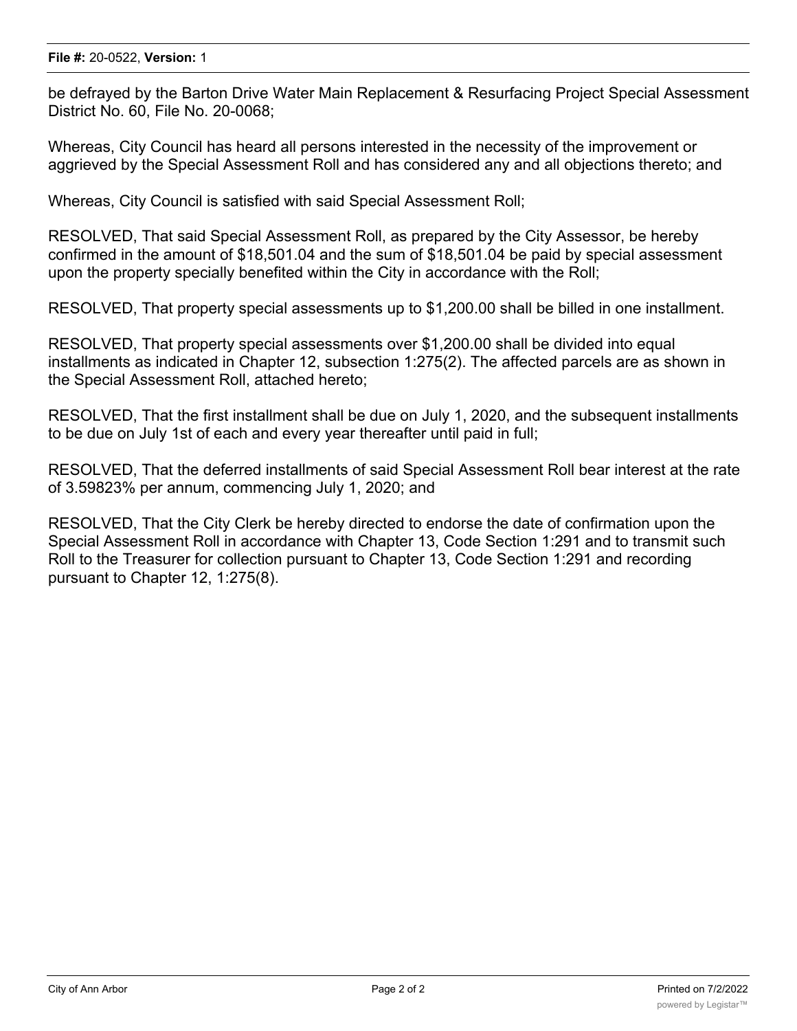be defrayed by the Barton Drive Water Main Replacement & Resurfacing Project Special Assessment District No. 60, File No. 20-0068;

Whereas, City Council has heard all persons interested in the necessity of the improvement or aggrieved by the Special Assessment Roll and has considered any and all objections thereto; and

Whereas, City Council is satisfied with said Special Assessment Roll;

RESOLVED, That said Special Assessment Roll, as prepared by the City Assessor, be hereby confirmed in the amount of $18,501.04 and the sum of $18,501.04 be paid by special assessment upon the property specially benefited within the City in accordance with the Roll;

RESOLVED, That property special assessments up to $1,200.00 shall be billed in one installment.

RESOLVED, That property special assessments over $1,200.00 shall be divided into equal installments as indicated in Chapter 12, subsection 1:275(2). The affected parcels are as shown in the Special Assessment Roll, attached hereto;

RESOLVED, That the first installment shall be due on July 1, 2020, and the subsequent installments to be due on July 1st of each and every year thereafter until paid in full;

RESOLVED, That the deferred installments of said Special Assessment Roll bear interest at the rate of 3.59823% per annum, commencing July 1, 2020; and

RESOLVED, That the City Clerk be hereby directed to endorse the date of confirmation upon the Special Assessment Roll in accordance with Chapter 13, Code Section 1:291 and to transmit such Roll to the Treasurer for collection pursuant to Chapter 13, Code Section 1:291 and recording pursuant to Chapter 12, 1:275(8).